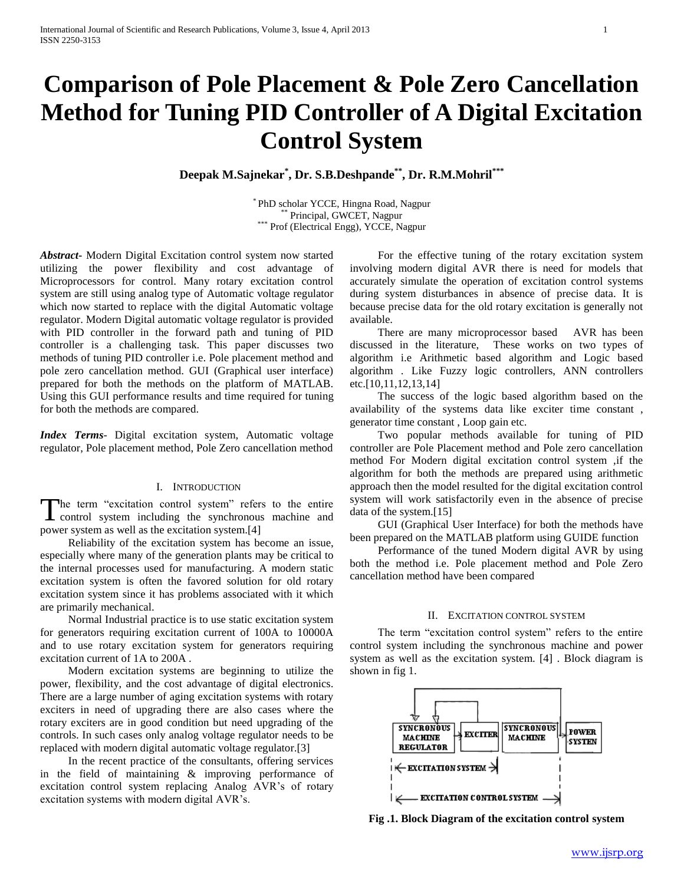# Comparison of Pole Placement & Pole Zero Cancellation Method for Tuning PID Controller of A Digital Excitation Control System

**Deepak M.Sajnekar*, Dr. S.B.Deshpande**, Dr. R.M.Mohril*****

\* PhD scholar YCCE, Hingna Road, Nagpur
\*\* Principal, GWCET, Nagpur
\*\*\* Prof (Electrical Engg), YCCE, Nagpur

***Abstract***- Modern Digital Excitation control system now started utilizing the power flexibility and cost advantage of Microprocessors for control. Many rotary excitation control system are still using analog type of Automatic voltage regulator which now started to replace with the digital Automatic voltage regulator. Modern Digital automatic voltage regulator is provided with PID controller in the forward path and tuning of PID controller is a challenging task. This paper discusses two methods of tuning PID controller i.e. Pole placement method and pole zero cancellation method. GUI (Graphical user interface) prepared for both the methods on the platform of MATLAB. Using this GUI performance results and time required for tuning for both the methods are compared.

***Index Terms***- Digital excitation system, Automatic voltage regulator, Pole placement method, Pole Zero cancellation method

## I. Introduction

The term "excitation control system" refers to the entire control system including the synchronous machine and power system as well as the excitation system.[4]

Reliability of the excitation system has become an issue, especially where many of the generation plants may be critical to the internal processes used for manufacturing. A modern static excitation system is often the favored solution for old rotary excitation system since it has problems associated with it which are primarily mechanical.

Normal Industrial practice is to use static excitation system for generators requiring excitation current of 100A to 10000A and to use rotary excitation system for generators requiring excitation current of 1A to 200A .

Modern excitation systems are beginning to utilize the power, flexibility, and the cost advantage of digital electronics. There are a large number of aging excitation systems with rotary exciters in need of upgrading there are also cases where the rotary exciters are in good condition but need upgrading of the controls. In such cases only analog voltage regulator needs to be replaced with modern digital automatic voltage regulator.[3]

In the recent practice of the consultants, offering services in the field of maintaining & improving performance of excitation control system replacing Analog AVR's of rotary excitation systems with modern digital AVR's.

For the effective tuning of the rotary excitation system involving modern digital AVR there is need for models that accurately simulate the operation of excitation control systems during system disturbances in absence of precise data. It is because precise data for the old rotary excitation is generally not available.

There are many microprocessor based AVR has been discussed in the literature, These works on two types of algorithm i.e Arithmetic based algorithm and Logic based algorithm . Like Fuzzy logic controllers, ANN controllers etc.[10,11,12,13,14]

The success of the logic based algorithm based on the availability of the systems data like exciter time constant , generator time constant , Loop gain etc.

Two popular methods available for tuning of PID controller are Pole Placement method and Pole zero cancellation method For Modern digital excitation control system ,if the algorithm for both the methods are prepared using arithmetic approach then the model resulted for the digital excitation control system will work satisfactorily even in the absence of precise data of the system.[15]

GUI (Graphical User Interface) for both the methods have been prepared on the MATLAB platform using GUIDE function

Performance of the tuned Modern digital AVR by using both the method i.e. Pole placement method and Pole Zero cancellation method have been compared

## II. Excitation Control System

The term "excitation control system" refers to the entire control system including the synchronous machine and power system as well as the excitation system. [4] . Block diagram is shown in fig 1.

**Fig .1. Block Diagram of the excitation control system**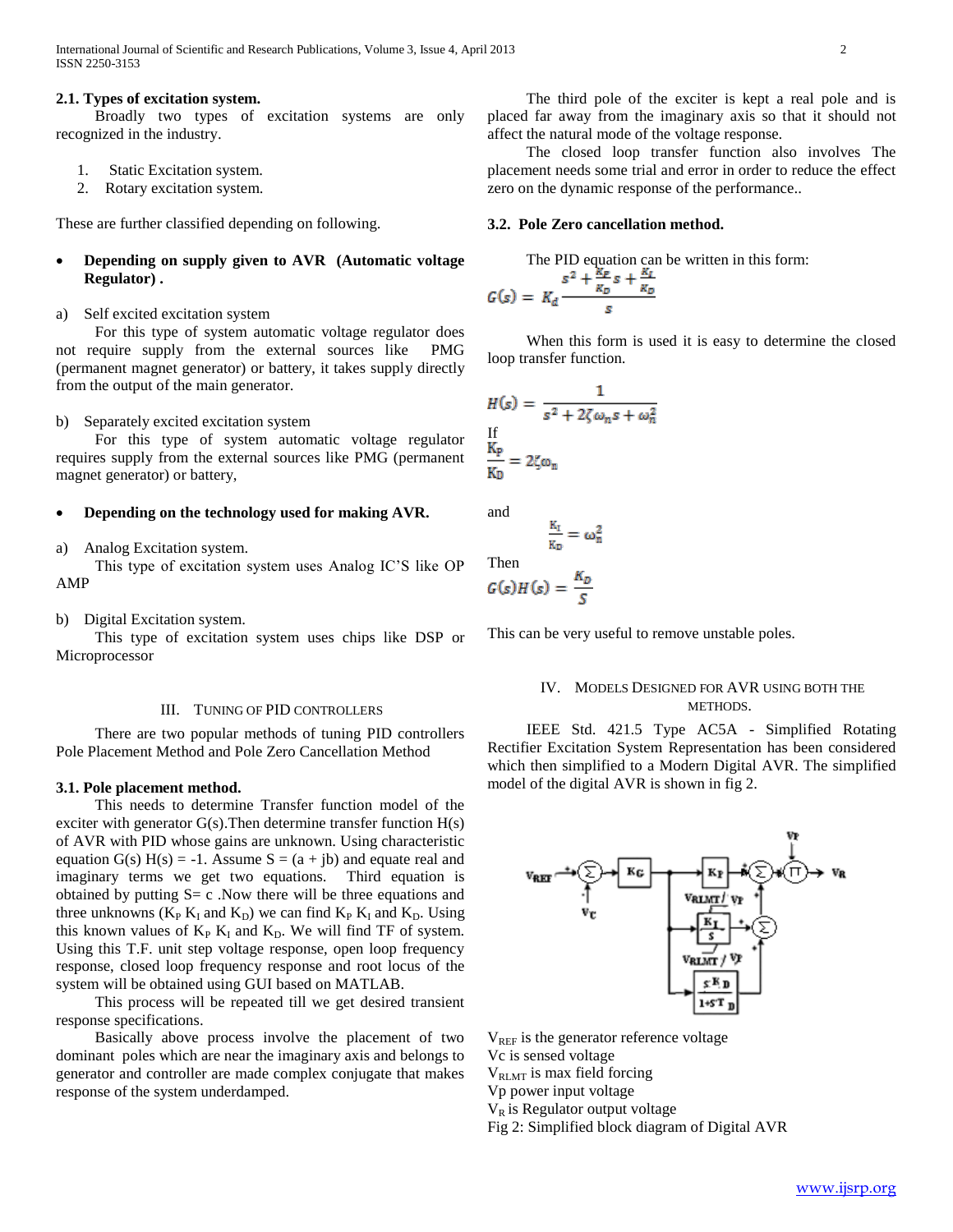### 2.1. Types of excitation system.

Broadly two types of excitation systems are only recognized in the industry.

1. Static Excitation system.
2. Rotary excitation system.

These are further classified depending on following.

- **Depending on supply given to AVR (Automatic voltage Regulator) .**

a) Self excited excitation system

For this type of system automatic voltage regulator does not require supply from the external sources like PMG (permanent magnet generator) or battery, it takes supply directly from the output of the main generator.

b) Separately excited excitation system

For this type of system automatic voltage regulator requires supply from the external sources like PMG (permanent magnet generator) or battery,

- **Depending on the technology used for making AVR.**

a) Analog Excitation system.

This type of excitation system uses Analog IC'S like OP AMP

b) Digital Excitation system.

This type of excitation system uses chips like DSP or Microprocessor

## III. Tuning of PID Controllers

There are two popular methods of tuning PID controllers Pole Placement Method and Pole Zero Cancellation Method

### 3.1. Pole placement method.

This needs to determine Transfer function model of the exciter with generator G(s).Then determine transfer function H(s) of AVR with PID whose gains are unknown. Using characteristic equation G(s) H(s) = -1. Assume S = (a + jb) and equate real and imaginary terms we get two equations. Third equation is obtained by putting S= c .Now there will be three equations and three unknowns ($K_P$ $K_I$ and $K_D$) we can find $K_P$ $K_I$ and $K_D$. Using this known values of $K_P$ $K_I$ and $K_D$. We will find TF of system. Using this T.F. unit step voltage response, open loop frequency response, closed loop frequency response and root locus of the system will be obtained using GUI based on MATLAB.

This process will be repeated till we get desired transient response specifications.

Basically above process involve the placement of two dominant poles which are near the imaginary axis and belongs to generator and controller are made complex conjugate that makes response of the system underdamped.

The third pole of the exciter is kept a real pole and is placed far away from the imaginary axis so that it should not affect the natural mode of the voltage response.

The closed loop transfer function also involves The placement needs some trial and error in order to reduce the effect zero on the dynamic response of the performance..

### 3.2. Pole Zero cancellation method.

The PID equation can be written in this form:

$$G(s) = K_d \frac{s^2 + \frac{K_P}{K_D}s + \frac{K_I}{K_D}}{s}$$

When this form is used it is easy to determine the closed loop transfer function.

$$H(s) = \frac{1}{s^2 + 2\zeta\omega_n s + \omega_n^2}$$

If

$$\frac{K_P}{K_D} = 2\zeta\omega_n$$

and

$$\frac{K_I}{K_D} = \omega_n^2$$

Then

$$G(s)H(s) = \frac{K_D}{S}$$

This can be very useful to remove unstable poles.

## IV. Models Designed for AVR Using Both the Methods.

IEEE Std. 421.5 Type AC5A - Simplified Rotating Rectifier Excitation System Representation has been considered which then simplified to a Modern Digital AVR. The simplified model of the digital AVR is shown in fig 2.

$V_{REF}$ is the generator reference voltage
Vc is sensed voltage
$V_{RLMT}$ is max field forcing
Vp power input voltage
$V_R$ is Regulator output voltage

Fig 2: Simplified block diagram of Digital AVR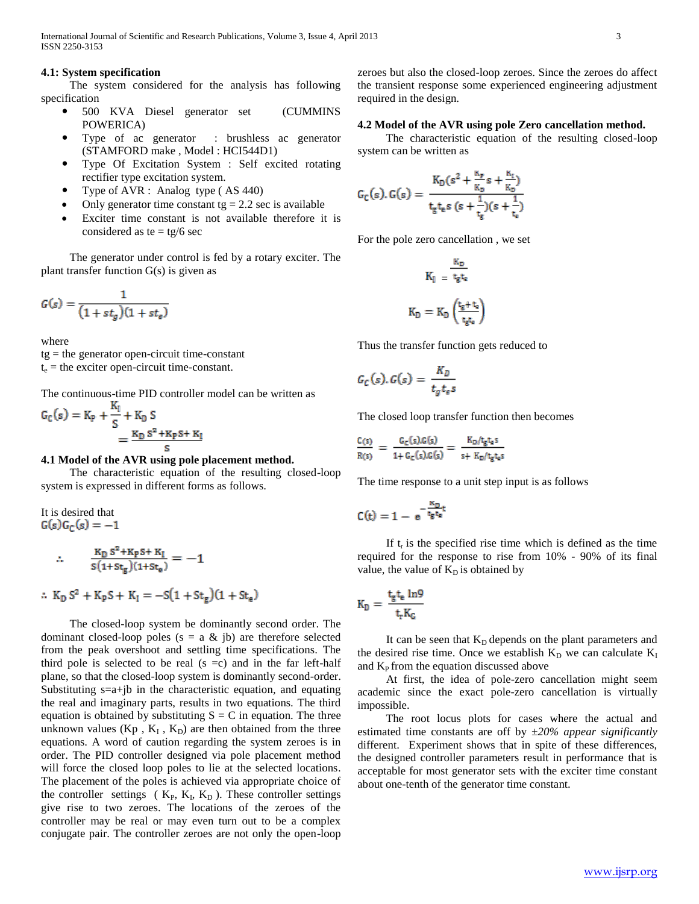### 4.1: System specification

The system considered for the analysis has following specification

- 500 KVA Diesel generator set (CUMMINS POWERICA)
- Type of ac generator : brushless ac generator (STAMFORD make , Model : HCI544D1)
- Type Of Excitation System : Self excited rotating rectifier type excitation system.
- Type of AVR : Analog type ( AS 440)
- Only generator time constant tg = 2.2 sec is available
- Exciter time constant is not available therefore it is considered as te = tg/6 sec

The generator under control is fed by a rotary exciter. The plant transfer function G(s) is given as

$$G(s) = \frac{1}{(1 + st_g)(1 + st_e)}$$

where
tg = the generator open-circuit time-constant
$t_e$ = the exciter open-circuit time-constant.

The continuous-time PID controller model can be written as

$$G_C(s) = K_P + \frac{K_I}{S} + K_D\, S = \frac{K_D\, S^2 + K_P S + K_I}{S}$$

### 4.1 Model of the AVR using pole placement method.

The characteristic equation of the resulting closed-loop system is expressed in different forms as follows.

It is desired that
$G(s)G_C(s) = -1$

$$\therefore \quad \frac{K_D\, S^2 + K_P S + K_I}{S(1+St_g)(1+St_e)} = -1$$

$$\therefore\ K_D\, S^2 + K_P S + K_I = -S(1+St_g)(1+St_e)$$

The closed-loop system be dominantly second order. The dominant closed-loop poles (s = a & jb) are therefore selected from the peak overshoot and settling time specifications. The third pole is selected to be real (s =c) and in the far left-half plane, so that the closed-loop system is dominantly second-order. Substituting s=a+jb in the characteristic equation, and equating the real and imaginary parts, results in two equations. The third equation is obtained by substituting S = C in equation. The three unknown values (Kp , $K_I$ , $K_D$) are then obtained from the three equations. A word of caution regarding the system zeroes is in order. The PID controller designed via pole placement method will force the closed loop poles to lie at the selected locations. The placement of the poles is achieved via appropriate choice of the controller settings ( $K_P$, $K_I$, $K_D$ ). These controller settings give rise to two zeroes. The locations of the zeroes of the controller may be real or may even turn out to be a complex conjugate pair. The controller zeroes are not only the open-loop zeroes but also the closed-loop zeroes. Since the zeroes do affect the transient response some experienced engineering adjustment required in the design.

### 4.2 Model of the AVR using pole Zero cancellation method.

The characteristic equation of the resulting closed-loop system can be written as

$$G_C(s).G(s) = \frac{K_D\left(s^2 + \frac{K_P}{K_D}s + \frac{K_I}{K_D}\right)}{t_g t_e s\left(s + \frac{1}{t_g}\right)\left(s + \frac{1}{t_e}\right)}$$

For the pole zero cancellation , we set

$$K_I = \frac{K_D}{t_g t_e}$$

$$K_D = K_D\left(\frac{t_g + t_e}{t_g t_e}\right)$$

Thus the transfer function gets reduced to

$$G_C(s).G(s) = \frac{K_D}{t_g t_e s}$$

The closed loop transfer function then becomes

$$\frac{C(s)}{R(s)} = \frac{G_C(s).G(s)}{1 + G_C(s).G(s)} = \frac{K_D/t_g t_e s}{s + K_D/t_g t_e s}$$

The time response to a unit step input is as follows

$$C(t) = 1 - e^{-\frac{K_D}{t_g t_e}t}$$

If $t_r$ is the specified rise time which is defined as the time required for the response to rise from 10% - 90% of its final value, the value of $K_D$ is obtained by

$$K_D = \frac{t_g t_e \ln 9}{t_r K_G}$$

It can be seen that $K_D$ depends on the plant parameters and the desired rise time. Once we establish $K_D$ we can calculate $K_I$ and $K_P$ from the equation discussed above

At first, the idea of pole-zero cancellation might seem academic since the exact pole-zero cancellation is virtually impossible.

The root locus plots for cases where the actual and estimated time constants are off by *±20% appear significantly* different. Experiment shows that in spite of these differences, the designed controller parameters result in performance that is acceptable for most generator sets with the exciter time constant about one-tenth of the generator time constant.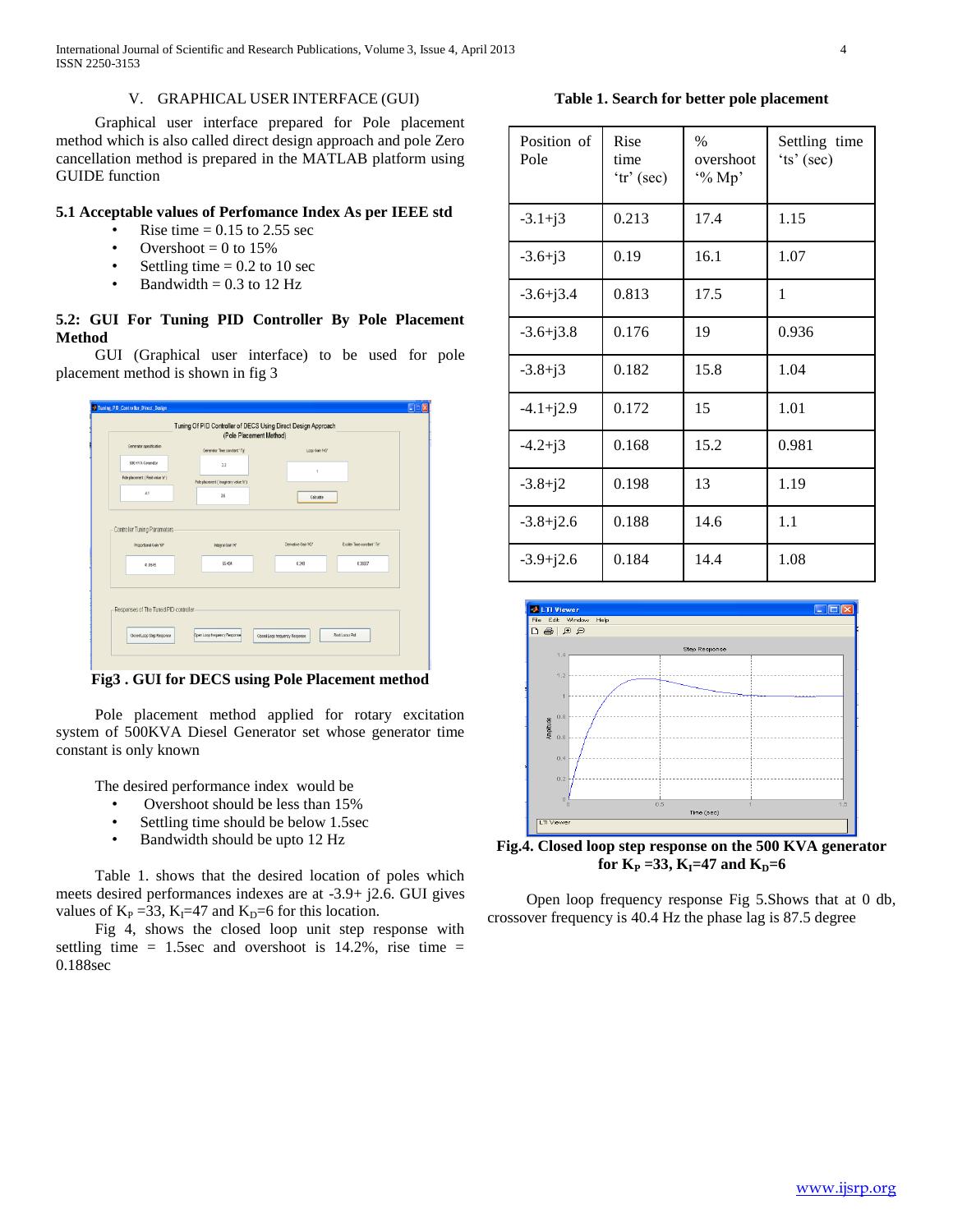## V. GRAPHICAL USER INTERFACE (GUI)

Graphical user interface prepared for Pole placement method which is also called direct design approach and pole Zero cancellation method is prepared in the MATLAB platform using GUIDE function

### 5.1 Acceptable values of Perfomance Index As per IEEE std

- Rise time = 0.15 to 2.55 sec
- Overshoot = 0 to 15%
- Settling time = 0.2 to 10 sec
- Bandwidth = 0.3 to 12 Hz

### 5.2: GUI For Tuning PID Controller By Pole Placement Method

GUI (Graphical user interface) to be used for pole placement method is shown in fig 3

**Fig3 . GUI for DECS using Pole Placement method**

Pole placement method applied for rotary excitation system of 500KVA Diesel Generator set whose generator time constant is only known

The desired performance index would be

- Overshoot should be less than 15%
- Settling time should be below 1.5sec
- Bandwidth should be upto 12 Hz

Table 1. shows that the desired location of poles which meets desired performances indexes are at -3.9+ j2.6. GUI gives values of $K_P$ =33, $K_I$=47 and $K_D$=6 for this location.

Fig 4, shows the closed loop unit step response with settling time = 1.5sec and overshoot is 14.2%, rise time = 0.188sec

**Table 1. Search for better pole placement**

| Position of Pole | Rise time 'tr' (sec) | % overshoot '% Mp' | Settling time 'ts' (sec) |
|---|---|---|---|
| -3.1+j3 | 0.213 | 17.4 | 1.15 |
| -3.6+j3 | 0.19 | 16.1 | 1.07 |
| -3.6+j3.4 | 0.813 | 17.5 | 1 |
| -3.6+j3.8 | 0.176 | 19 | 0.936 |
| -3.8+j3 | 0.182 | 15.8 | 1.04 |
| -4.1+j2.9 | 0.172 | 15 | 1.01 |
| -4.2+j3 | 0.168 | 15.2 | 0.981 |
| -3.8+j2 | 0.198 | 13 | 1.19 |
| -3.8+j2.6 | 0.188 | 14.6 | 1.1 |
| -3.9+j2.6 | 0.184 | 14.4 | 1.08 |

**Fig.4. Closed loop step response on the 500 KVA generator for $K_P$ =33, $K_I$=47 and $K_D$=6**

Open loop frequency response Fig 5.Shows that at 0 db, crossover frequency is 40.4 Hz the phase lag is 87.5 degree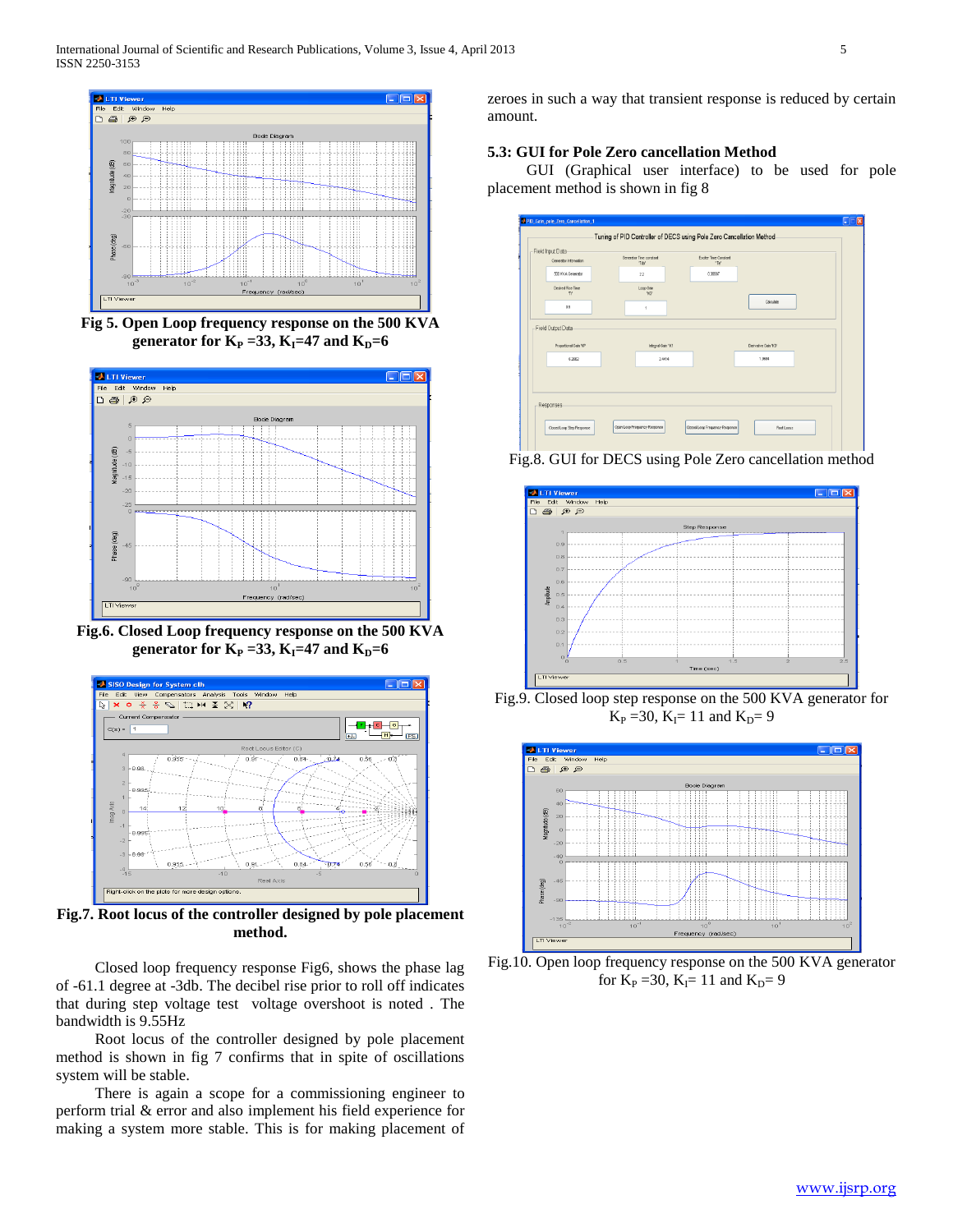Fig 5. Open Loop frequency response on the 500 KVA generator for $K_P$ =33, $K_I$=47 and $K_D$=6

Fig.6. Closed Loop frequency response on the 500 KVA generator for $K_P$ =33, $K_I$=47 and $K_D$=6

Fig.7. Root locus of the controller designed by pole placement method.

Closed loop frequency response Fig6, shows the phase lag of -61.1 degree at -3db. The decibel rise prior to roll off indicates that during step voltage test voltage overshoot is noted . The bandwidth is 9.55Hz

Root locus of the controller designed by pole placement method is shown in fig 7 confirms that in spite of oscillations system will be stable.

There is again a scope for a commissioning engineer to perform trial & error and also implement his field experience for making a system more stable. This is for making placement of zeroes in such a way that transient response is reduced by certain amount.

### 5.3: GUI for Pole Zero cancellation Method

GUI (Graphical user interface) to be used for pole placement method is shown in fig 8

Fig.8. GUI for DECS using Pole Zero cancellation method

Fig.9. Closed loop step response on the 500 KVA generator for $K_P$ =30, $K_I$= 11 and $K_D$= 9

Fig.10. Open loop frequency response on the 500 KVA generator for $K_P$ =30, $K_I$= 11 and $K_D$= 9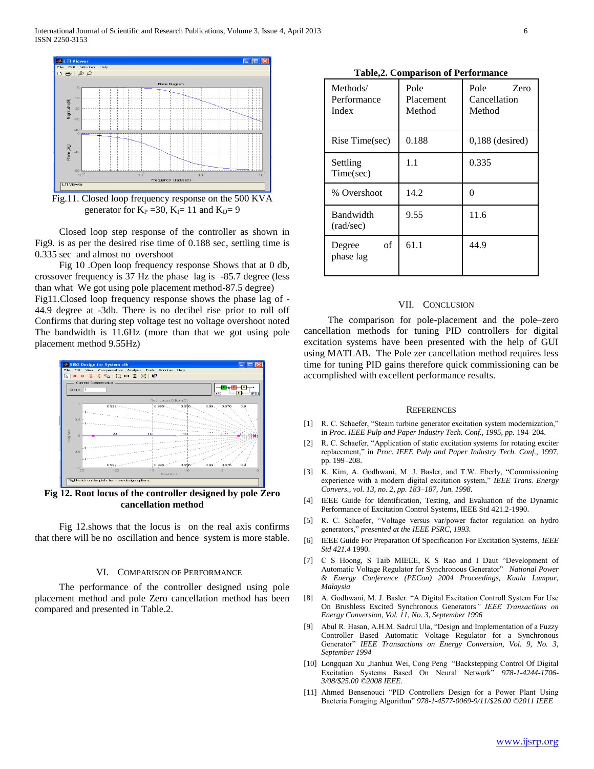Fig.11. Closed loop frequency response on the 500 KVA generator for $K_P$ =30, $K_I$= 11 and $K_D$= 9

Closed loop step response of the controller as shown in Fig9. is as per the desired rise time of 0.188 sec, settling time is 0.335 sec and almost no overshoot

Fig 10 .Open loop frequency response Shows that at 0 db, crossover frequency is 37 Hz the phase lag is -85.7 degree (less than what We got using pole placement method-87.5 degree)

Fig11.Closed loop frequency response shows the phase lag of -44.9 degree at -3db. There is no decibel rise prior to roll off Confirms that during step voltage test no voltage overshoot noted The bandwidth is 11.6Hz (more than that we got using pole placement method 9.55Hz)

**Fig 12. Root locus of the controller designed by pole Zero cancellation method**

Fig 12.shows that the locus is on the real axis confirms that there will be no oscillation and hence system is more stable.

## VI. Comparison of Performance

The performance of the controller designed using pole placement method and pole Zero cancellation method has been compared and presented in Table.2.

**Table,2. Comparison of Performance**

| Methods/ Performance Index | Pole Placement Method | Pole Zero Cancellation Method |
|---|---|---|
| Rise Time(sec) | 0.188 | 0,188 (desired) |
| Settling Time(sec) | 1.1 | 0.335 |
| % Overshoot | 14.2 | 0 |
| Bandwidth (rad/sec) | 9.55 | 11.6 |
| Degree of phase lag | 61.1 | 44.9 |

## VII. Conclusion

The comparison for pole-placement and the pole–zero cancellation methods for tuning PID controllers for digital excitation systems have been presented with the help of GUI using MATLAB. The Pole zer cancellation method requires less time for tuning PID gains therefore quick commissioning can be accomplished with excellent performance results.

## References

[1] R. C. Schaefer, "Steam turbine generator excitation system modernization," in *Proc. IEEE Pulp and Paper Industry Tech. Conf., 1995, pp.* 194–204.

[2] R. C. Schaefer, "Application of static excitation systems for rotating exciter replacement," in *Proc. IEEE Pulp and Paper Industry Tech. Conf.,* 1997, pp. 199–208.

[3] K. Kim, A. Godhwani, M. J. Basler, and T.W. Eberly, "Commissioning experience with a modern digital excitation system," *IEEE Trans. Energy Convers., vol. 13, no. 2, pp. 183–187, Jun. 1998.*

[4] IEEE Guide for Identification, Testing, and Evaluation of the Dynamic Performance of Excitation Control Systems, IEEE Std 421.2-1990.

[5] R. C. Schaefer, "Voltage versus var/power factor regulation on hydro generators," *presented at the IEEE PSRC, 1993.*

[6] IEEE Guide For Preparation Of Specification For Excitation Systems, *IEEE Std 421.4* 1990.

[7] C S Hoong, S Taib MIEEE, K S Rao and I Daut "Development of Automatic Voltage Regulator for Synchronous Generator" *National Power & Energy Conference (PECon) 2004 Proceedings, Kuala Lumpur, Malaysia*

[8] A. Godhwani, M. J. Basler. "A Digital Excitation Controll System For Use On Brushless Excited Synchronous Generators*" IEEE Transactions on Energy Conversion, Vol. 11, No. 3, September 1996*

[9] Abul R. Hasan, A.H.M. Sadrul Ula, "Design and Implementation of a Fuzzy Controller Based Automatic Voltage Regulator for a Synchronous Generator" *IEEE Transactions on Energy Conversion, Vol. 9, No. 3, September 1994*

[10] Longquan Xu ,Jianhua Wei, Cong Peng "Backstepping Control Of Digital Excitation Systems Based On Neural Network" *978-1-4244-1706-3/08/$25.00 ©2008 IEEE.*

[11] Ahmed Bensenouci "PID Controllers Design for a Power Plant Using Bacteria Foraging Algorithm" *978-1-4577-0069-9/11/$26.00 ©2011 IEEE*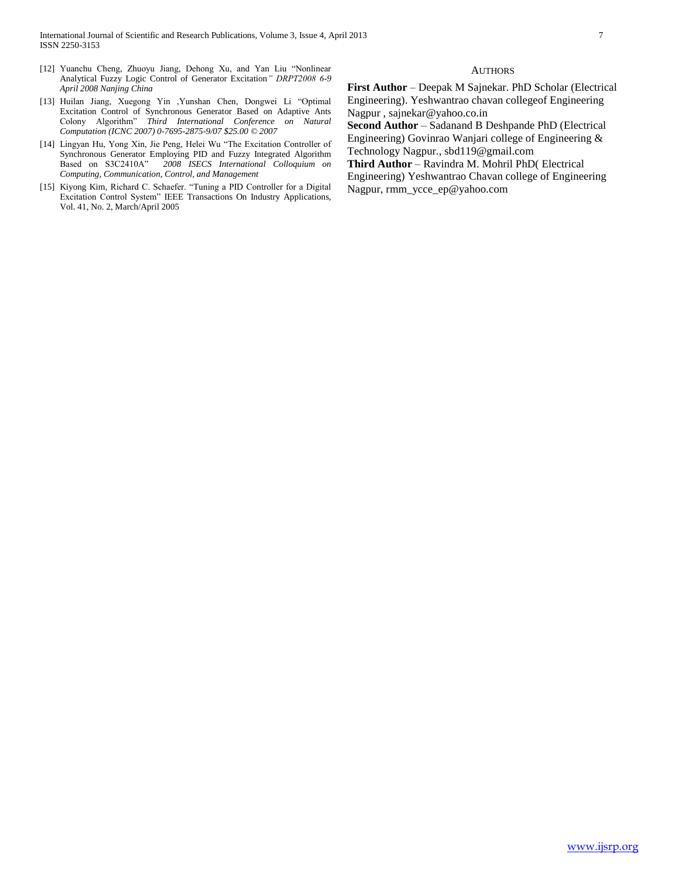[12] Yuanchu Cheng, Zhuoyu Jiang, Dehong Xu, and Yan Liu "Nonlinear Analytical Fuzzy Logic Control of Generator Excitation*" DRPT2008 6-9 April 2008 Nanjing China*

[13] Huilan Jiang, Xuegong Yin ,Yunshan Chen, Dongwei Li "Optimal Excitation Control of Synchronous Generator Based on Adaptive Ants Colony Algorithm" *Third International Conference on Natural Computation (ICNC 2007) 0-7695-2875-9/07 $25.00 © 2007*

[14] Lingyan Hu, Yong Xin, Jie Peng, Helei Wu "The Excitation Controller of Synchronous Generator Employing PID and Fuzzy Integrated Algorithm Based on S3C2410A" *2008 ISECS International Colloquium on Computing, Communication, Control, and Management*

[15] Kiyong Kim, Richard C. Schaefer. "Tuning a PID Controller for a Digital Excitation Control System" IEEE Transactions On Industry Applications, Vol. 41, No. 2, March/April 2005

## AUTHORS

**First Author** – Deepak M Sajnekar. PhD Scholar (Electrical Engineering). Yeshwantrao chavan collegeof Engineering Nagpur , sajnekar@yahoo.co.in

**Second Author** – Sadanand B Deshpande PhD (Electrical Engineering) Govinrao Wanjari college of Engineering & Technology Nagpur., sbd119@gmail.com

**Third Author** – Ravindra M. Mohril PhD( Electrical Engineering) Yeshwantrao Chavan college of Engineering Nagpur, rmm_ycce_ep@yahoo.com